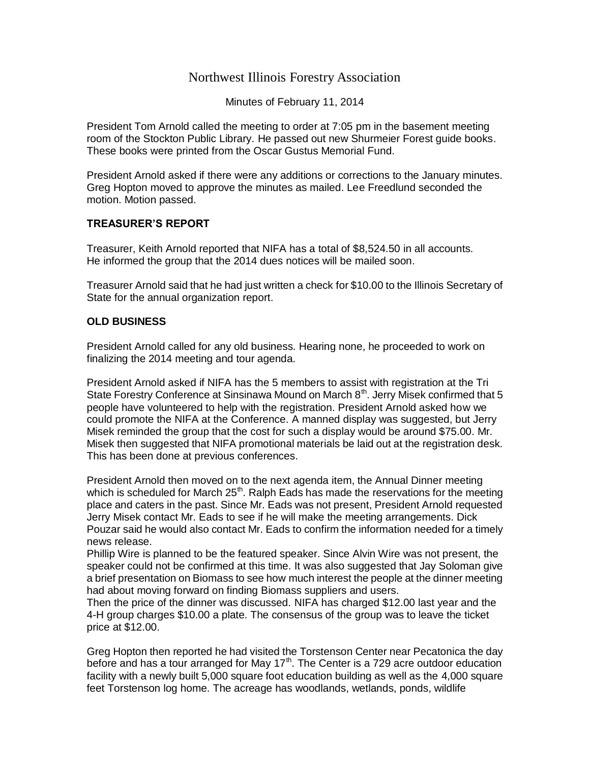# Northwest Illinois Forestry Association

Minutes of February 11, 2014

President Tom Arnold called the meeting to order at 7:05 pm in the basement meeting room of the Stockton Public Library. He passed out new Shurmeier Forest guide books. These books were printed from the Oscar Gustus Memorial Fund.

President Arnold asked if there were any additions or corrections to the January minutes. Greg Hopton moved to approve the minutes as mailed. Lee Freedlund seconded the motion. Motion passed.

## TREASURER'S REPORT

Treasurer, Keith Arnold reported that NIFA has a total of $8,524.50 in all accounts. He informed the group that the 2014 dues notices will be mailed soon.

Treasurer Arnold said that he had just written a check for $10.00 to the Illinois Secretary of State for the annual organization report.

## OLD BUSINESS

President Arnold called for any old business. Hearing none, he proceeded to work on finalizing the 2014 meeting and tour agenda.

President Arnold asked if NIFA has the 5 members to assist with registration at the Tri State Forestry Conference at Sinsinawa Mound on March 8th. Jerry Misek confirmed that 5 people have volunteered to help with the registration. President Arnold asked how we could promote the NIFA at the Conference. A manned display was suggested, but Jerry Misek reminded the group that the cost for such a display would be around $75.00. Mr. Misek then suggested that NIFA promotional materials be laid out at the registration desk. This has been done at previous conferences.

President Arnold then moved on to the next agenda item, the Annual Dinner meeting which is scheduled for March 25th. Ralph Eads has made the reservations for the meeting place and caters in the past. Since Mr. Eads was not present, President Arnold requested Jerry Misek contact Mr. Eads to see if he will make the meeting arrangements. Dick Pouzar said he would also contact Mr. Eads to confirm the information needed for a timely news release.

Phillip Wire is planned to be the featured speaker. Since Alvin Wire was not present, the speaker could not be confirmed at this time. It was also suggested that Jay Soloman give a brief presentation on Biomass to see how much interest the people at the dinner meeting had about moving forward on finding Biomass suppliers and users.

Then the price of the dinner was discussed. NIFA has charged $12.00 last year and the 4-H group charges $10.00 a plate. The consensus of the group was to leave the ticket price at $12.00.

Greg Hopton then reported he had visited the Torstenson Center near Pecatonica the day before and has a tour arranged for May 17th. The Center is a 729 acre outdoor education facility with a newly built 5,000 square foot education building as well as the 4,000 square feet Torstenson log home. The acreage has woodlands, wetlands, ponds, wildlife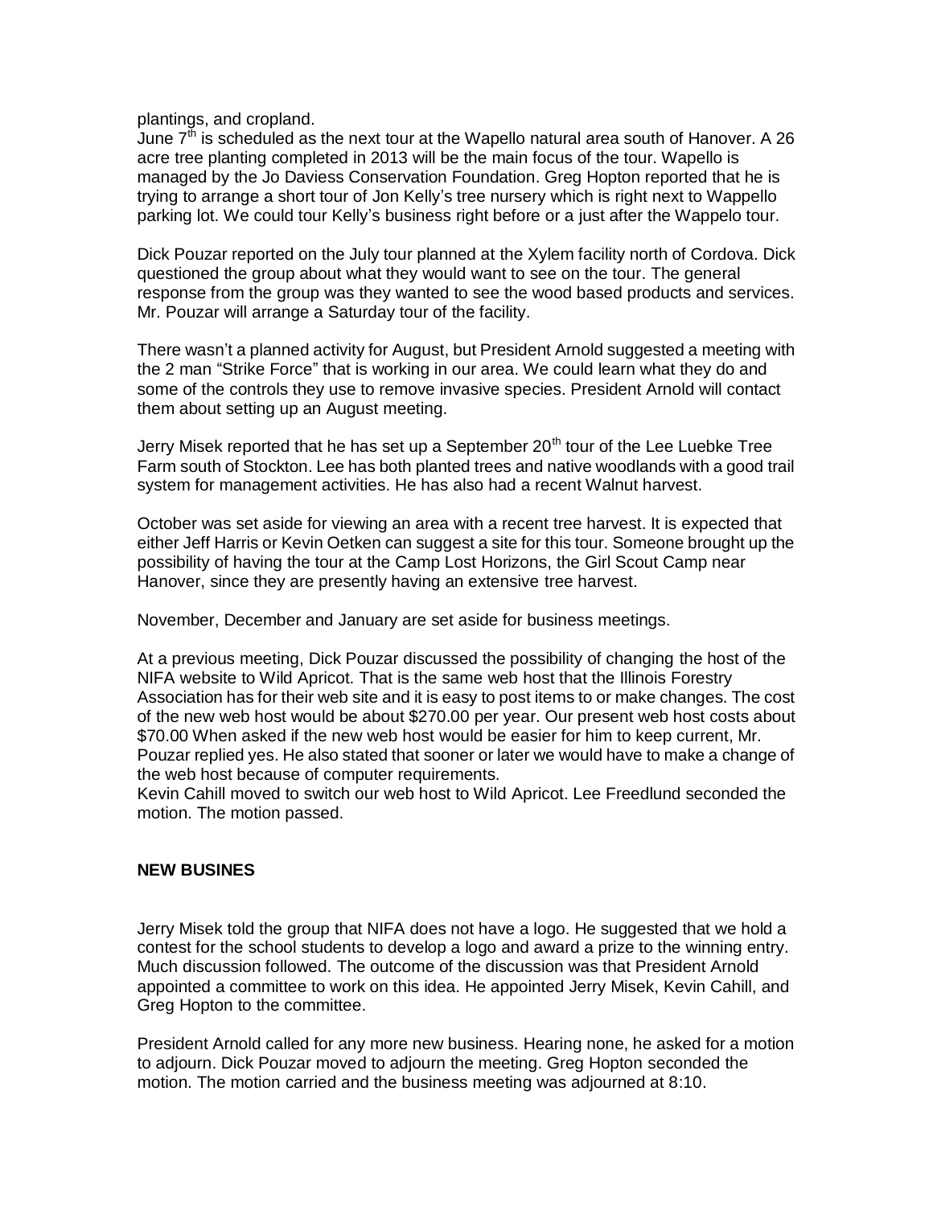plantings, and cropland.

June 7th is scheduled as the next tour at the Wapello natural area south of Hanover. A 26 acre tree planting completed in 2013 will be the main focus of the tour. Wapello is managed by the Jo Daviess Conservation Foundation. Greg Hopton reported that he is trying to arrange a short tour of Jon Kelly's tree nursery which is right next to Wappello parking lot. We could tour Kelly's business right before or a just after the Wappelo tour.

Dick Pouzar reported on the July tour planned at the Xylem facility north of Cordova. Dick questioned the group about what they would want to see on the tour. The general response from the group was they wanted to see the wood based products and services. Mr. Pouzar will arrange a Saturday tour of the facility.

There wasn't a planned activity for August, but President Arnold suggested a meeting with the 2 man "Strike Force" that is working in our area. We could learn what they do and some of the controls they use to remove invasive species. President Arnold will contact them about setting up an August meeting.

Jerry Misek reported that he has set up a September 20th tour of the Lee Luebke Tree Farm south of Stockton. Lee has both planted trees and native woodlands with a good trail system for management activities. He has also had a recent Walnut harvest.

October was set aside for viewing an area with a recent tree harvest. It is expected that either Jeff Harris or Kevin Oetken can suggest a site for this tour. Someone brought up the possibility of having the tour at the Camp Lost Horizons, the Girl Scout Camp near Hanover, since they are presently having an extensive tree harvest.

November, December and January are set aside for business meetings.

At a previous meeting, Dick Pouzar discussed the possibility of changing the host of the NIFA website to Wild Apricot. That is the same web host that the Illinois Forestry Association has for their web site and it is easy to post items to or make changes. The cost of the new web host would be about $270.00 per year. Our present web host costs about $70.00 When asked if the new web host would be easier for him to keep current, Mr. Pouzar replied yes. He also stated that sooner or later we would have to make a change of the web host because of computer requirements.

Kevin Cahill moved to switch our web host to Wild Apricot. Lee Freedlund seconded the motion. The motion passed.

**NEW BUSINES**

Jerry Misek told the group that NIFA does not have a logo. He suggested that we hold a contest for the school students to develop a logo and award a prize to the winning entry. Much discussion followed. The outcome of the discussion was that President Arnold appointed a committee to work on this idea. He appointed Jerry Misek, Kevin Cahill, and Greg Hopton to the committee.

President Arnold called for any more new business. Hearing none, he asked for a motion to adjourn. Dick Pouzar moved to adjourn the meeting. Greg Hopton seconded the motion. The motion carried and the business meeting was adjourned at 8:10.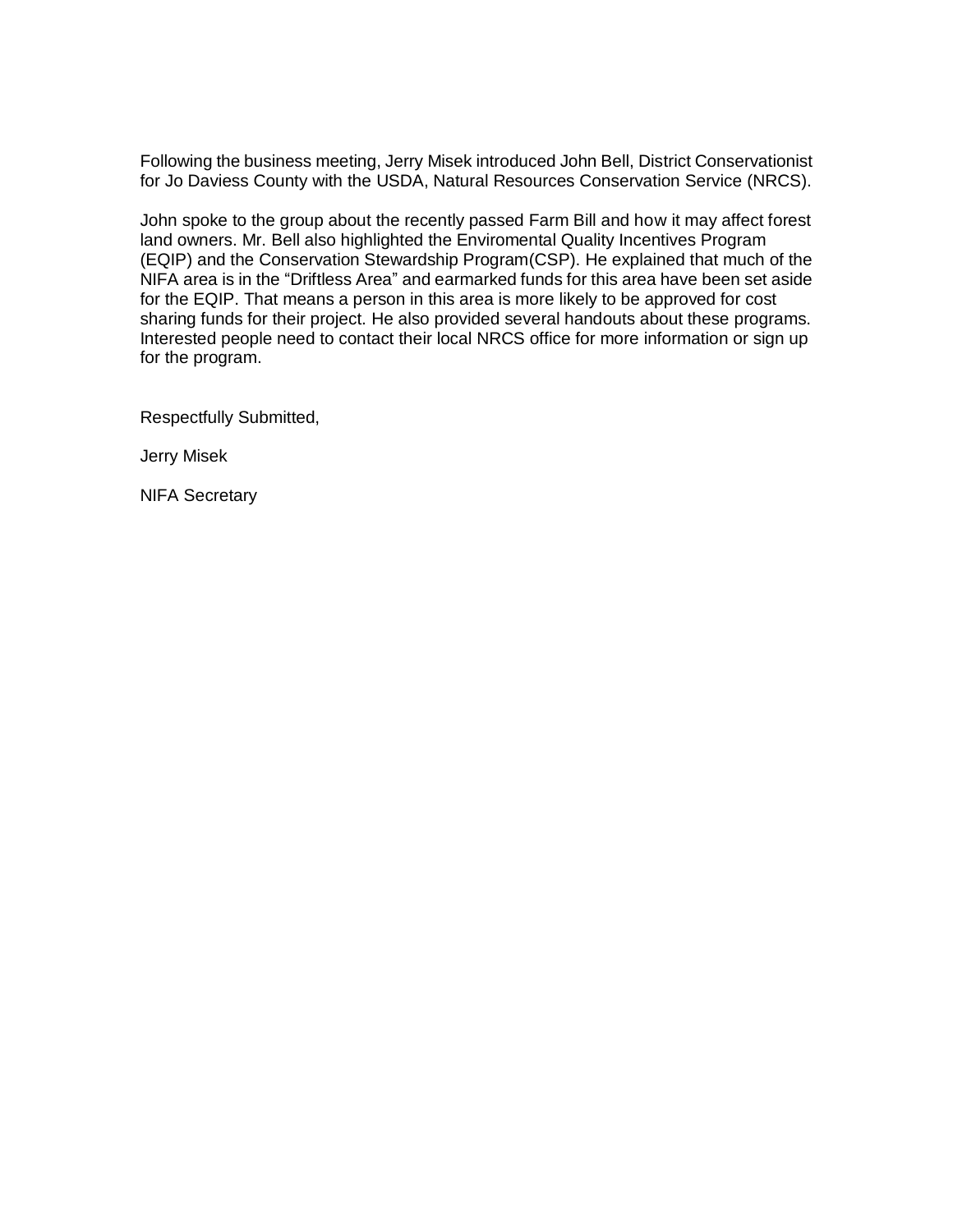Following the business meeting, Jerry Misek introduced John Bell, District Conservationist for Jo Daviess County with the USDA, Natural Resources Conservation Service (NRCS).

John spoke to the group about the recently passed Farm Bill and how it may affect forest land owners. Mr. Bell also highlighted the Enviromental Quality Incentives Program (EQIP) and the Conservation Stewardship Program(CSP). He explained that much of the NIFA area is in the "Driftless Area" and earmarked funds for this area have been set aside for the EQIP. That means a person in this area is more likely to be approved for cost sharing funds for their project. He also provided several handouts about these programs. Interested people need to contact their local NRCS office for more information or sign up for the program.

Respectfully Submitted,

Jerry Misek

NIFA Secretary